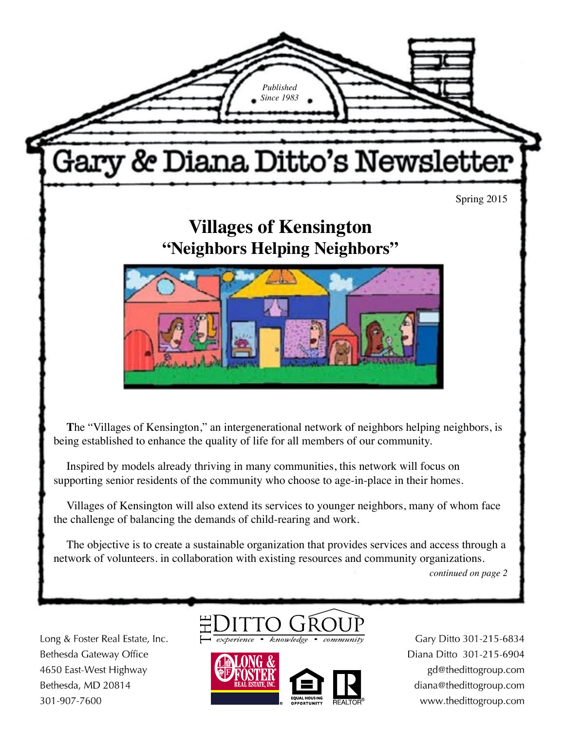*Published Since 1983*

# Gary & Diana Ditto's Newsletter

Spring 2015

## Villages of Kensington
## "Neighbors Helping Neighbors"

**T**he "Villages of Kensington," an intergenerational network of neighbors helping neighbors, is being established to enhance the quality of life for all members of our community.

Inspired by models already thriving in many communities, this network will focus on supporting senior residents of the community who choose to age-in-place in their homes.

Villages of Kensington will also extend its services to younger neighbors, many of whom face the challenge of balancing the demands of child-rearing and work.

The objective is to create a sustainable organization that provides services and access through a network of volunteers. in collaboration with existing resources and community organizations.

*continued on page 2*

Long & Foster Real Estate, Inc.
Bethesda Gateway Office
4650 East-West Highway
Bethesda, MD 20814
301-907-7600

THE DITTO GROUP
*experience • knowledge • community*

Gary Ditto 301-215-6834
Diana Ditto 301-215-6904
gd@thedittogroup.com
diana@thedittogroup.com
www.thedittogroup.com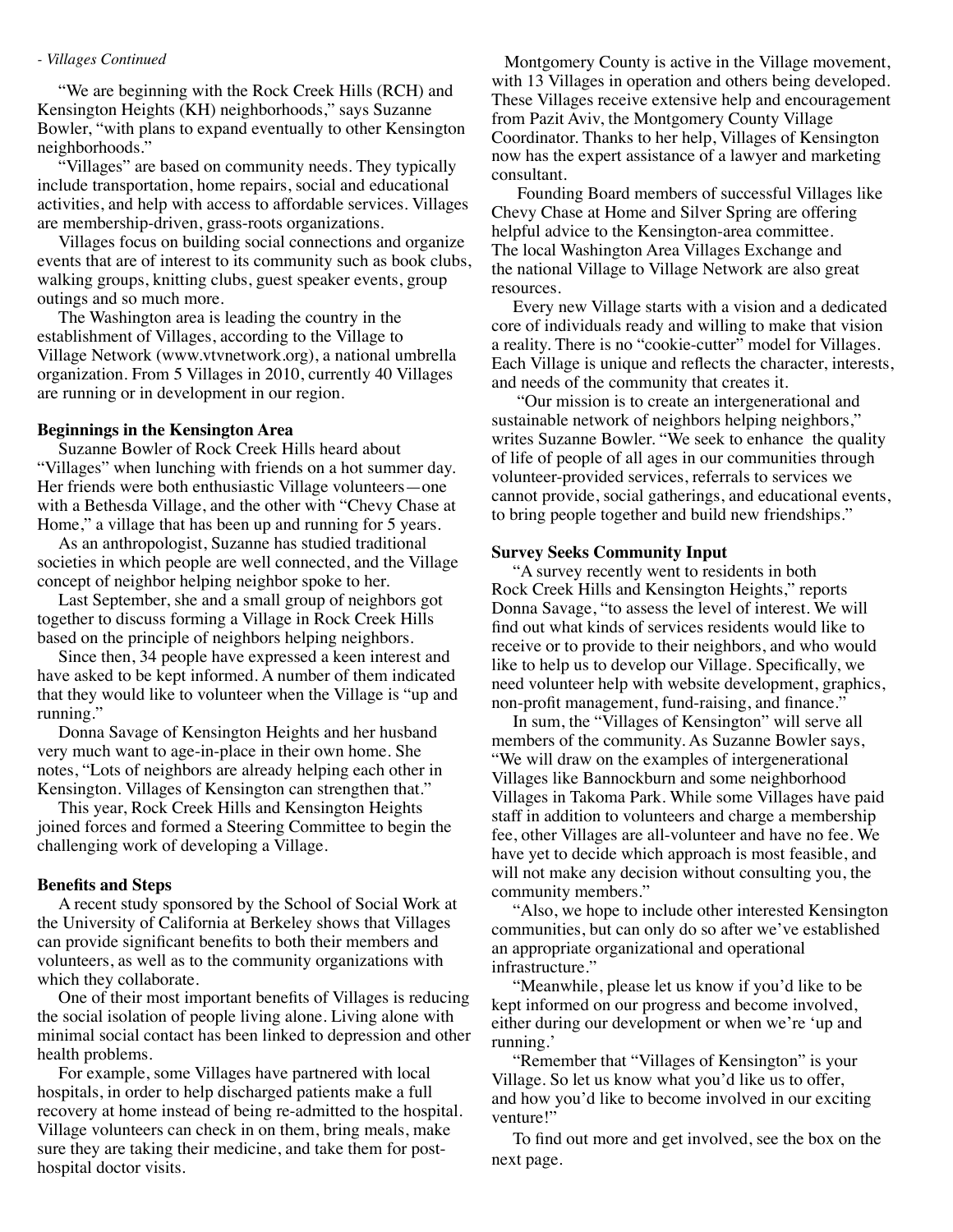*- Villages Continued*

"We are beginning with the Rock Creek Hills (RCH) and Kensington Heights (KH) neighborhoods," says Suzanne Bowler, "with plans to expand eventually to other Kensington neighborhoods."

"Villages" are based on community needs. They typically include transportation, home repairs, social and educational activities, and help with access to affordable services. Villages are membership-driven, grass-roots organizations.

Villages focus on building social connections and organize events that are of interest to its community such as book clubs, walking groups, knitting clubs, guest speaker events, group outings and so much more.

The Washington area is leading the country in the establishment of Villages, according to the Village to Village Network (www.vtvnetwork.org), a national umbrella organization. From 5 Villages in 2010, currently 40 Villages are running or in development in our region.

**Beginnings in the Kensington Area**

Suzanne Bowler of Rock Creek Hills heard about "Villages" when lunching with friends on a hot summer day. Her friends were both enthusiastic Village volunteers—one with a Bethesda Village, and the other with "Chevy Chase at Home," a village that has been up and running for 5 years.

As an anthropologist, Suzanne has studied traditional societies in which people are well connected, and the Village concept of neighbor helping neighbor spoke to her.

Last September, she and a small group of neighbors got together to discuss forming a Village in Rock Creek Hills based on the principle of neighbors helping neighbors.

Since then, 34 people have expressed a keen interest and have asked to be kept informed. A number of them indicated that they would like to volunteer when the Village is "up and running."

Donna Savage of Kensington Heights and her husband very much want to age-in-place in their own home. She notes, "Lots of neighbors are already helping each other in Kensington. Villages of Kensington can strengthen that."

This year, Rock Creek Hills and Kensington Heights joined forces and formed a Steering Committee to begin the challenging work of developing a Village.

**Benefits and Steps**

A recent study sponsored by the School of Social Work at the University of California at Berkeley shows that Villages can provide significant benefits to both their members and volunteers, as well as to the community organizations with which they collaborate.

One of their most important benefits of Villages is reducing the social isolation of people living alone. Living alone with minimal social contact has been linked to depression and other health problems.

For example, some Villages have partnered with local hospitals, in order to help discharged patients make a full recovery at home instead of being re-admitted to the hospital. Village volunteers can check in on them, bring meals, make sure they are taking their medicine, and take them for post-hospital doctor visits.

Montgomery County is active in the Village movement, with 13 Villages in operation and others being developed. These Villages receive extensive help and encouragement from Pazit Aviv, the Montgomery County Village Coordinator. Thanks to her help, Villages of Kensington now has the expert assistance of a lawyer and marketing consultant.

Founding Board members of successful Villages like Chevy Chase at Home and Silver Spring are offering helpful advice to the Kensington-area committee. The local Washington Area Villages Exchange and the national Village to Village Network are also great resources.

Every new Village starts with a vision and a dedicated core of individuals ready and willing to make that vision a reality. There is no "cookie-cutter" model for Villages. Each Village is unique and reflects the character, interests, and needs of the community that creates it.

"Our mission is to create an intergenerational and sustainable network of neighbors helping neighbors," writes Suzanne Bowler. "We seek to enhance the quality of life of people of all ages in our communities through volunteer-provided services, referrals to services we cannot provide, social gatherings, and educational events, to bring people together and build new friendships."

**Survey Seeks Community Input**

"A survey recently went to residents in both Rock Creek Hills and Kensington Heights," reports Donna Savage, "to assess the level of interest. We will find out what kinds of services residents would like to receive or to provide to their neighbors, and who would like to help us to develop our Village. Specifically, we need volunteer help with website development, graphics, non-profit management, fund-raising, and finance."

In sum, the "Villages of Kensington" will serve all members of the community. As Suzanne Bowler says, "We will draw on the examples of intergenerational Villages like Bannockburn and some neighborhood Villages in Takoma Park. While some Villages have paid staff in addition to volunteers and charge a membership fee, other Villages are all-volunteer and have no fee. We have yet to decide which approach is most feasible, and will not make any decision without consulting you, the community members."

"Also, we hope to include other interested Kensington communities, but can only do so after we've established an appropriate organizational and operational infrastructure."

"Meanwhile, please let us know if you'd like to be kept informed on our progress and become involved, either during our development or when we're 'up and running.'

"Remember that "Villages of Kensington" is your Village. So let us know what you'd like us to offer, and how you'd like to become involved in our exciting venture!"

To find out more and get involved, see the box on the next page.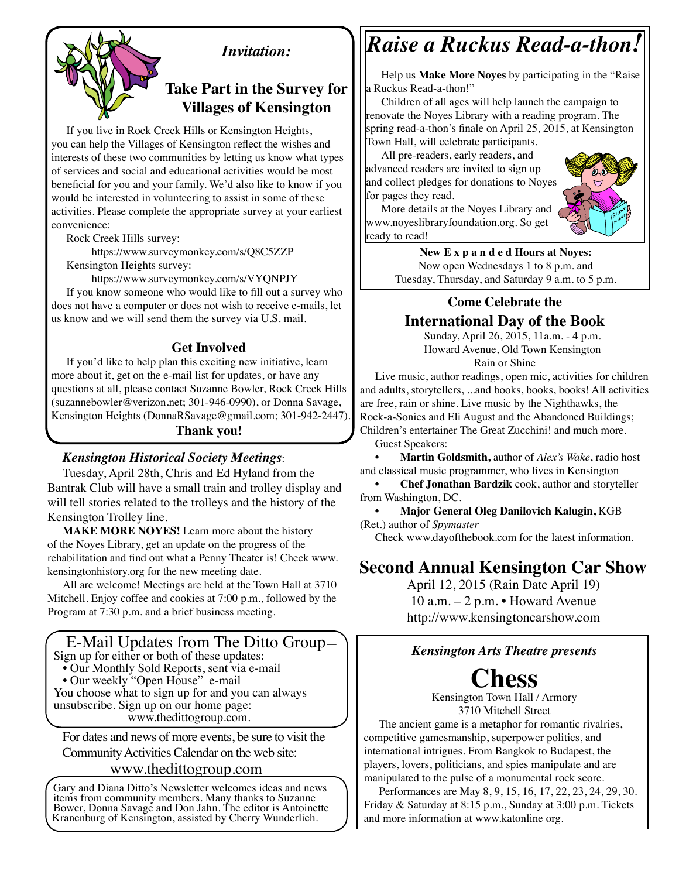*Invitation:*

## Take Part in the Survey for Villages of Kensington

If you live in Rock Creek Hills or Kensington Heights, you can help the Villages of Kensington reflect the wishes and interests of these two communities by letting us know what types of services and social and educational activities would be most beneficial for you and your family. We'd also like to know if you would be interested in volunteering to assist in some of these activities. Please complete the appropriate survey at your earliest convenience:

Rock Creek Hills survey:

https://www.surveymonkey.com/s/Q8C5ZZP

Kensington Heights survey:

https://www.surveymonkey.com/s/VYQNPJY

If you know someone who would like to fill out a survey who does not have a computer or does not wish to receive e-mails, let us know and we will send them the survey via U.S. mail.

### Get Involved

If you'd like to help plan this exciting new initiative, learn more about it, get on the e-mail list for updates, or have any questions at all, please contact Suzanne Bowler, Rock Creek Hills (suzannebowler@verizon.net; 301-946-0990), or Donna Savage, Kensington Heights (DonnaRSavage@gmail.com; 301-942-2447).

**Thank you!**

***Kensington Historical Society Meetings***:

Tuesday, April 28th, Chris and Ed Hyland from the Bantrak Club will have a small train and trolley display and will tell stories related to the trolleys and the history of the Kensington Trolley line.

**MAKE MORE NOYES!** Learn more about the history of the Noyes Library, get an update on the progress of the rehabilitation and find out what a Penny Theater is! Check www.kensingtonhistory.org for the new meeting date.

All are welcome! Meetings are held at the Town Hall at 3710 Mitchell. Enjoy coffee and cookies at 7:00 p.m., followed by the Program at 7:30 p.m. and a brief business meeting.

E-Mail Updates from The Ditto Group–

Sign up for either or both of these updates:

- Our Monthly Sold Reports, sent via e-mail
- Our weekly "Open House" e-mail

You choose what to sign up for and you can always unsubscribe. Sign up on our home page: www.thedittogroup.com.

For dates and news of more events, be sure to visit the Community Activities Calendar on the web site:

www.thedittogroup.com

Gary and Diana Ditto's Newsletter welcomes ideas and news items from community members. Many thanks to Suzanne Bower, Donna Savage and Don Jahn. The editor is Antoinette Kranenburg of Kensington, assisted by Cherry Wunderlich.

# *Raise a Ruckus Read-a-thon!*

Help us **Make More Noyes** by participating in the "Raise a Ruckus Read-a-thon!"

Children of all ages will help launch the campaign to renovate the Noyes Library with a reading program. The spring read-a-thon's finale on April 25, 2015, at Kensington Town Hall, will celebrate participants.

All pre-readers, early readers, and advanced readers are invited to sign up and collect pledges for donations to Noyes for pages they read.

More details at the Noyes Library and www.noyeslibraryfoundation.org. So get ready to read!

**New E x p a n d e d Hours at Noyes:**
Now open Wednesdays 1 to 8 p.m. and
Tuesday, Thursday, and Saturday 9 a.m. to 5 p.m.

### Come Celebrate the International Day of the Book

Sunday, April 26, 2015, 11a.m. - 4 p.m.
Howard Avenue, Old Town Kensington
Rain or Shine

Live music, author readings, open mic, activities for children and adults, storytellers, ...and books, books, books! All activities are free, rain or shine. Live music by the Nighthawks, the Rock-a-Sonics and Eli August and the Abandoned Buildings; Children's entertainer The Great Zucchini! and much more.

Guest Speakers:

- **Martin Goldsmith,** author of *Alex's Wake*, radio host and classical music programmer, who lives in Kensington
- **Chef Jonathan Bardzik** cook, author and storyteller from Washington, DC.
- **Major General Oleg Danilovich Kalugin,** KGB (Ret.) author of *Spymaster*

Check www.dayofthebook.com for the latest information.

## Second Annual Kensington Car Show

April 12, 2015 (Rain Date April 19)
10 a.m. – 2 p.m. • Howard Avenue
http://www.kensingtoncarshow.com

***Kensington Arts Theatre presents***

# Chess

Kensington Town Hall / Armory
3710 Mitchell Street

The ancient game is a metaphor for romantic rivalries, competitive gamesmanship, superpower politics, and international intrigues. From Bangkok to Budapest, the players, lovers, politicians, and spies manipulate and are manipulated to the pulse of a monumental rock score.

Performances are May 8, 9, 15, 16, 17, 22, 23, 24, 29, 30. Friday & Saturday at 8:15 p.m., Sunday at 3:00 p.m. Tickets and more information at www.katonline org.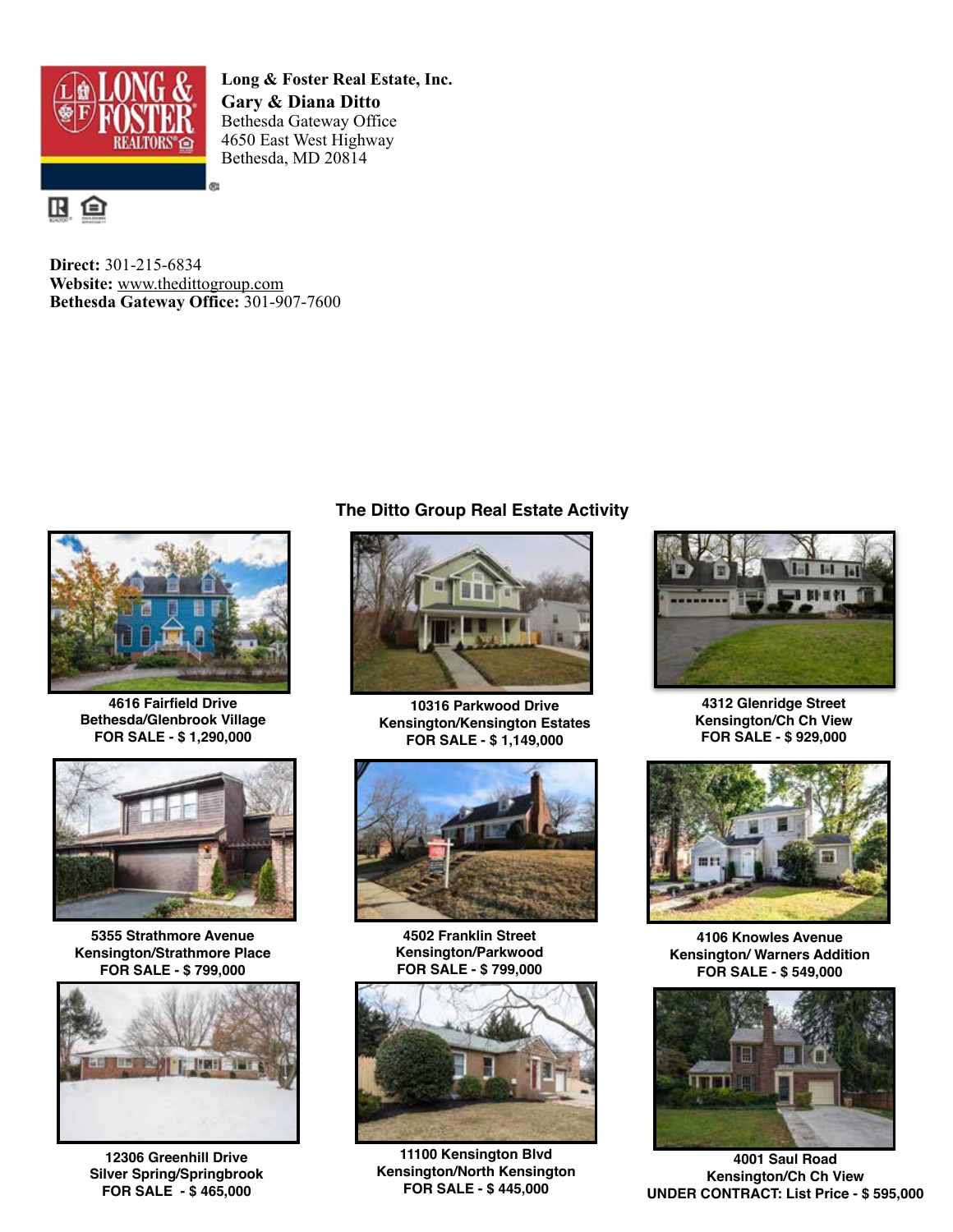**Long & Foster Real Estate, Inc.**
**Gary & Diana Ditto**
Bethesda Gateway Office
4650 East West Highway
Bethesda, MD 20814

**Direct:** 301-215-6834
**Website:** www.thedittogroup.com
**Bethesda Gateway Office:** 301-907-7600

## The Ditto Group Real Estate Activity

**4616 Fairfield Drive**
**Bethesda/Glenbrook Village**
**FOR SALE - $ 1,290,000**

**10316 Parkwood Drive**
**Kensington/Kensington Estates**
**FOR SALE - $ 1,149,000**

**4312 Glenridge Street**
**Kensington/Ch Ch View**
**FOR SALE - $ 929,000**

**5355 Strathmore Avenue**
**Kensington/Strathmore Place**
**FOR SALE - $ 799,000**

**4502 Franklin Street**
**Kensington/Parkwood**
**FOR SALE - $ 799,000**

**4106 Knowles Avenue**
**Kensington/ Warners Addition**
**FOR SALE - $ 549,000**

**12306 Greenhill Drive**
**Silver Spring/Springbrook**
**FOR SALE - $ 465,000**

**11100 Kensington Blvd**
**Kensington/North Kensington**
**FOR SALE - $ 445,000**

**4001 Saul Road**
**Kensington/Ch Ch View**
**UNDER CONTRACT: List Price - $ 595,000**